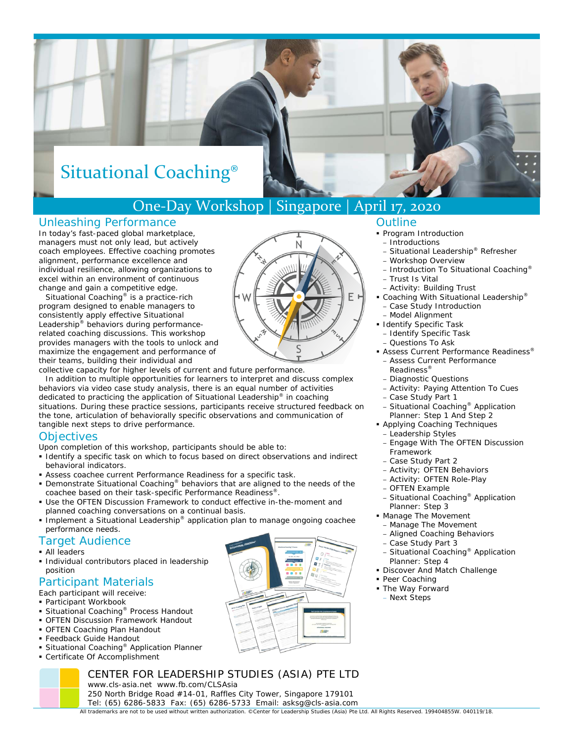# Situational Coaching®

## One-Day Workshop | Singapore | April 17, 2020

## Unleashing Performance

In today's fast-paced global marketplace, managers must not only lead, but actively coach employees. Effective coaching promotes alignment, performance excellence and individual resilience, allowing organizations to excel within an environment of continuous change and gain a competitive edge.

Situational Coaching® is a practice-rich program designed to enable managers to consistently apply effective Situational Leadership® behaviors during performance-related coaching discussions. This workshop provides managers with the tools to unlock and maximize the engagement and performance of their teams, building their individual and collective capacity for higher levels of current and future performance.

In addition to multiple opportunities for learners to interpret and discuss complex behaviors via video case study analysis, there is an equal number of activities dedicated to practicing the application of Situational Leadership® in coaching situations. During these practice sessions, participants receive structured feedback on the tone, articulation of behaviorally specific observations and communication of tangible next steps to drive performance.

## Objectives

Upon completion of this workshop, participants should be able to:

- Identify a specific task on which to focus based on direct observations and indirect behavioral indicators.
- Assess coachee current Performance Readiness for a specific task.
- Demonstrate Situational Coaching® behaviors that are aligned to the needs of the coachee based on their task-specific Performance Readiness®.
- Use the OFTEN Discussion Framework to conduct effective in-the-moment and planned coaching conversations on a continual basis.
- Implement a Situational Leadership® application plan to manage ongoing coachee performance needs.

## Target Audience

- All leaders
- Individual contributors placed in leadership position

## Participant Materials

Each participant will receive:

- Participant Workbook
- Situational Coaching® Process Handout
- OFTEN Discussion Framework Handout
- OFTEN Coaching Plan Handout
- Feedback Guide Handout
- Situational Coaching® Application Planner
- Certificate Of Accomplishment

## Outline

- Program Introduction
  - Introductions
  - Situational Leadership® Refresher
  - Workshop Overview
  - Introduction To Situational Coaching®
  - Trust Is Vital
  - Activity: Building Trust
- Coaching With Situational Leadership®
  - Case Study Introduction
  - Model Alignment
- Identify Specific Task
  - Identify Specific Task
  - Questions To Ask
- Assess Current Performance Readiness®
  - Assess Current Performance Readiness®
  - Diagnostic Questions
  - Activity: Paying Attention To Cues
  - Case Study Part 1
  - Situational Coaching® Application Planner: Step 1 And Step 2
- Applying Coaching Techniques
  - Leadership Styles
  - Engage With The OFTEN Discussion Framework
  - Case Study Part 2
  - Activity; OFTEN Behaviors
  - Activity: OFTEN Role-Play
  - OFTEN Example
  - Situational Coaching® Application Planner: Step 3
- Manage The Movement
  - Manage The Movement
  - Aligned Coaching Behaviors
  - Case Study Part 3
  - Situational Coaching® Application Planner: Step 4
- Discover And Match Challenge
- Peer Coaching
- The Way Forward
  - Next Steps

CENTER FOR LEADERSHIP STUDIES (ASIA) PTE LTD
www.cls-asia.net www.fb.com/CLSAsia
250 North Bridge Road #14-01, Raffles City Tower, Singapore 179101
Tel: (65) 6286-5833 Fax: (65) 6286-5733 Email: asksg@cls-asia.com

All trademarks are not to be used without written authorization. ©Center for Leadership Studies (Asia) Pte Ltd. All Rights Reserved. 199404855W. 040119/18.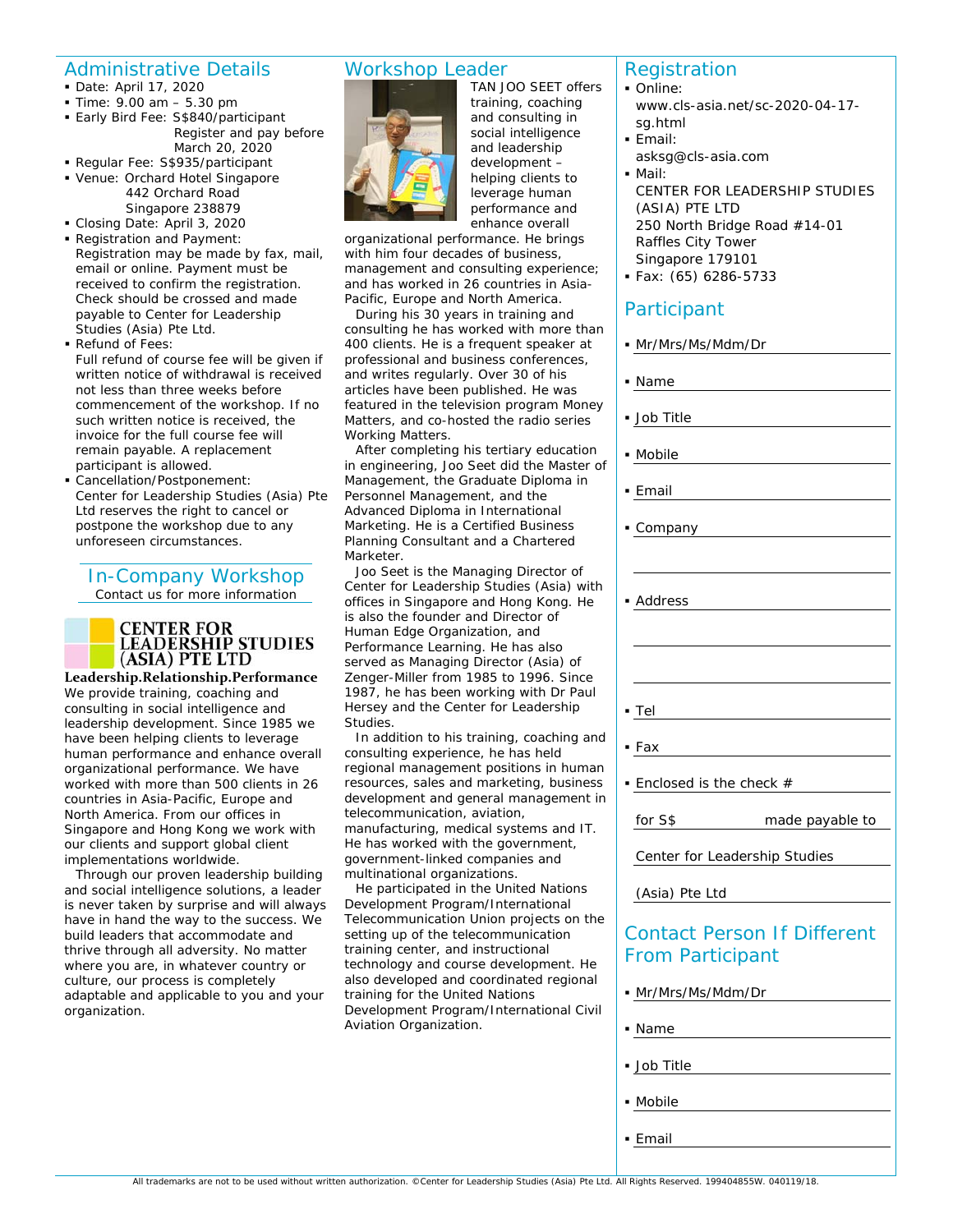## Administrative Details

- Date: April 17, 2020
- Time: 9.00 am – 5.30 pm
- Early Bird Fee: S$840/participant
  Register and pay before March 20, 2020
- Regular Fee: S$935/participant
- Venue: Orchard Hotel Singapore
  442 Orchard Road
  Singapore 238879
- Closing Date: April 3, 2020
- Registration and Payment:
  Registration may be made by fax, mail, email or online. Payment must be received to confirm the registration. Check should be crossed and made payable to Center for Leadership Studies (Asia) Pte Ltd.
- Refund of Fees:
  Full refund of course fee will be given if written notice of withdrawal is received not less than three weeks before commencement of the workshop. If no such written notice is received, the invoice for the full course fee will remain payable. A replacement participant is allowed.
- Cancellation/Postponement:
  Center for Leadership Studies (Asia) Pte Ltd reserves the right to cancel or postpone the workshop due to any unforeseen circumstances.

## In-Company Workshop

Contact us for more information

**CENTER FOR LEADERSHIP STUDIES (ASIA) PTE LTD**

**Leadership.Relationship.Performance**

We provide training, coaching and consulting in social intelligence and leadership development. Since 1985 we have been helping clients to leverage human performance and enhance overall organizational performance. We have worked with more than 500 clients in 26 countries in Asia-Pacific, Europe and North America. From our offices in Singapore and Hong Kong we work with our clients and support global client implementations worldwide.

Through our proven leadership building and social intelligence solutions, a leader is never taken by surprise and will always have in hand the way to the success. We build leaders that accommodate and thrive through all adversity. No matter where you are, in whatever country or culture, our process is completely adaptable and applicable to you and your organization.

## Workshop Leader

TAN JOO SEET offers training, coaching and consulting in social intelligence and leadership development – helping clients to leverage human performance and enhance overall organizational performance. He brings with him four decades of business, management and consulting experience; and has worked in 26 countries in Asia-Pacific, Europe and North America.

During his 30 years in training and consulting he has worked with more than 400 clients. He is a frequent speaker at professional and business conferences, and writes regularly. Over 30 of his articles have been published. He was featured in the television program Money Matters, and co-hosted the radio series Working Matters.

After completing his tertiary education in engineering, Joo Seet did the Master of Management, the Graduate Diploma in Personnel Management, and the Advanced Diploma in International Marketing. He is a Certified Business Planning Consultant and a Chartered Marketer.

Joo Seet is the Managing Director of Center for Leadership Studies (Asia) with offices in Singapore and Hong Kong. He is also the founder and Director of Human Edge Organization, and Performance Learning. He has also served as Managing Director (Asia) of Zenger-Miller from 1985 to 1996. Since 1987, he has been working with Dr Paul Hersey and the Center for Leadership Studies.

In addition to his training, coaching and consulting experience, he has held regional management positions in human resources, sales and marketing, business development and general management in telecommunication, aviation, manufacturing, medical systems and IT. He has worked with the government, government-linked companies and multinational organizations.

He participated in the United Nations Development Program/International Telecommunication Union projects on the setting up of the telecommunication training center, and instructional technology and course development. He also developed and coordinated regional training for the United Nations Development Program/International Civil Aviation Organization.

## Registration

- Online:
  www.cls-asia.net/sc-2020-04-17-sg.html
- Email:
  asksg@cls-asia.com
- Mail:
  CENTER FOR LEADERSHIP STUDIES (ASIA) PTE LTD
  250 North Bridge Road #14-01
  Raffles City Tower
  Singapore 179101
- Fax: (65) 6286-5733

## Participant

- Mr/Mrs/Ms/Mdm/Dr ____________________
- Name ____________________
- Job Title ____________________
- Mobile ____________________
- Email ____________________
- Company ____________________
  ____________________
- Address ____________________
  ____________________
  ____________________
- Tel ____________________
- Fax ____________________
- Enclosed is the check # ____________________
  for S$ __________ made payable to
  Center for Leadership Studies
  (Asia) Pte Ltd

## Contact Person If Different From Participant

- Mr/Mrs/Ms/Mdm/Dr ____________________
- Name ____________________
- Job Title ____________________
- Mobile ____________________
- Email ____________________

All trademarks are not to be used without written authorization. ©Center for Leadership Studies (Asia) Pte Ltd. All Rights Reserved. 199404855W. 040119/18.